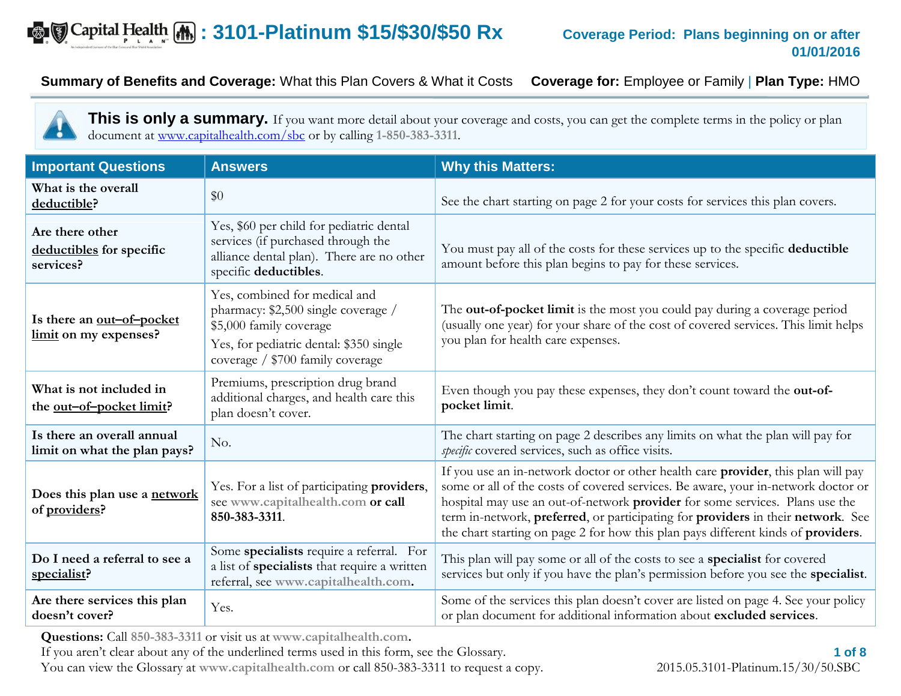# Capital Health Plan: 3101-Platinum $15/$30/$50 Rx

**Coverage Period: Plans beginning on or after 01/01/2016**

**Summary of Benefits and Coverage:** What this Plan Covers & What it Costs **Coverage for:** Employee or Family | **Plan Type:** HMO

**This is only a summary.** If you want more detail about your coverage and costs, you can get the complete terms in the policy or plan document at www.capitalhealth.com/sbc or by calling 1-850-383-3311.

| Important Questions | Answers | Why this Matters: |
|---|---|---|
| **What is the overall deductible?** | $0 | See the chart starting on page 2 for your costs for services this plan covers. |
| **Are there other deductibles for specific services?** | Yes, $60 per child for pediatric dental services (if purchased through the alliance dental plan). There are no other specific **deductibles**. | You must pay all of the costs for these services up to the specific **deductible** amount before this plan begins to pay for these services. |
| **Is there an out–of–pocket limit on my expenses?** | Yes, combined for medical and pharmacy: $2,500 single coverage / $5,000 family coverage<br>Yes, for pediatric dental: $350 single coverage / $700 family coverage | The **out-of-pocket limit** is the most you could pay during a coverage period (usually one year) for your share of the cost of covered services. This limit helps you plan for health care expenses. |
| **What is not included in the out–of–pocket limit?** | Premiums, prescription drug brand additional charges, and health care this plan doesn't cover. | Even though you pay these expenses, they don't count toward the **out-of-pocket limit**. |
| **Is there an overall annual limit on what the plan pays?** | No. | The chart starting on page 2 describes any limits on what the plan will pay for *specific* covered services, such as office visits. |
| **Does this plan use a network of providers?** | Yes. For a list of participating **providers**, see www.capitalhealth.com **or call** **850-383-3311**. | If you use an in-network doctor or other health care **provider**, this plan will pay some or all of the costs of covered services. Be aware, your in-network doctor or hospital may use an out-of-network **provider** for some services. Plans use the term in-network, **preferred**, or participating for **providers** in their **network**. See the chart starting on page 2 for how this plan pays different kinds of **providers**. |
| **Do I need a referral to see a specialist?** | Some **specialists** require a referral. For a list of **specialists** that require a written referral, see www.capitalhealth.com**.** | This plan will pay some or all of the costs to see a **specialist** for covered services but only if you have the plan's permission before you see the **specialist**. |
| **Are there services this plan doesn't cover?** | Yes. | Some of the services this plan doesn't cover are listed on page 4. See your policy or plan document for additional information about **excluded services**. |

**Questions:** Call 850-383-3311 or visit us at **www.capitalhealth.com.**
If you aren't clear about any of the underlined terms used in this form, see the Glossary.
You can view the Glossary at www.capitalhealth.com or call 850-383-3311 to request a copy.

2015.05.3101-Platinum.15/30/50.SBC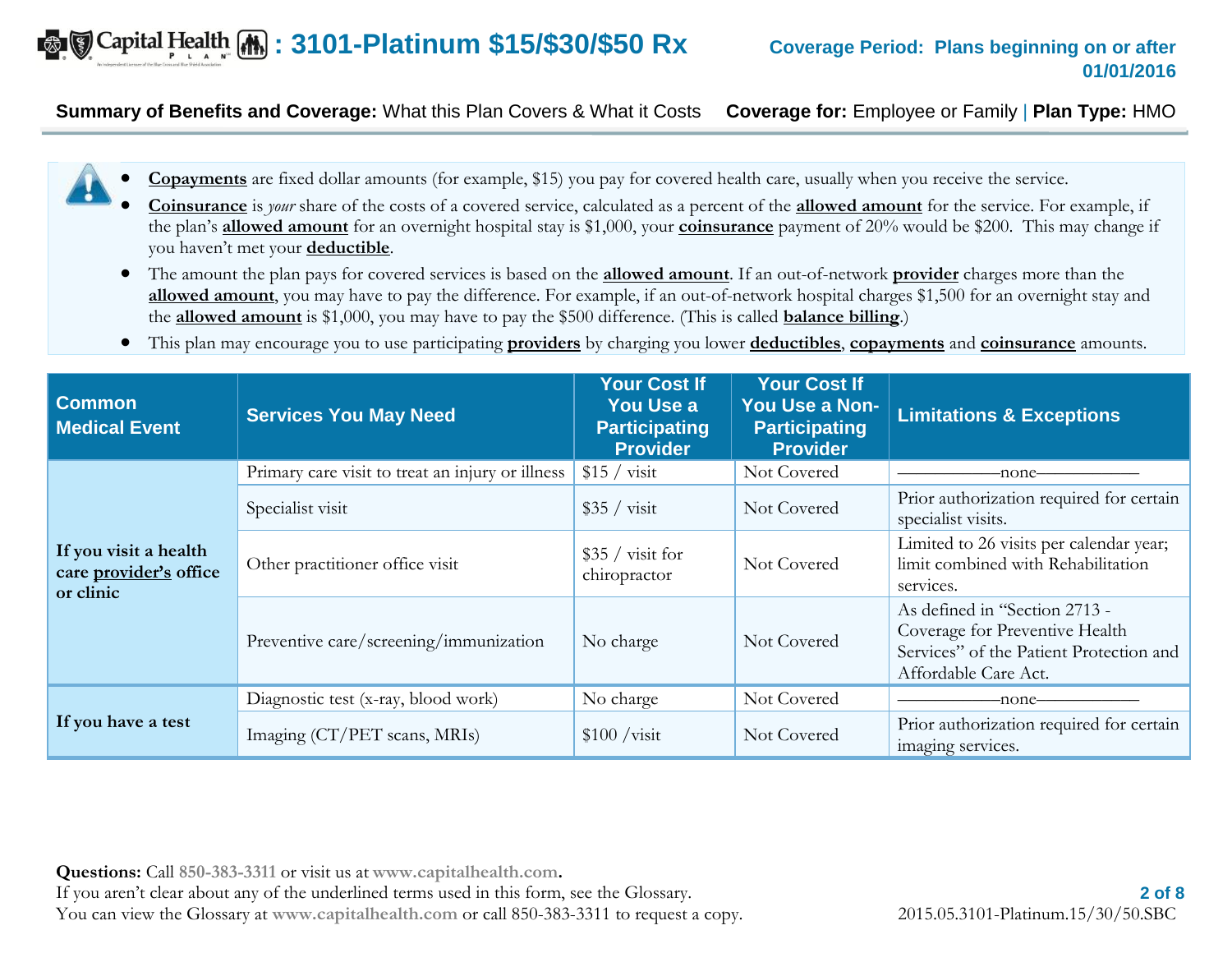# Capital Health Plan : 3101-Platinum $15/$30/$50 Rx

**Coverage Period: Plans beginning on or after 01/01/2016**

**Summary of Benefits and Coverage:** What this Plan Covers & What it Costs **Coverage for:** Employee or Family | **Plan Type:** HMO

- **Copayments** are fixed dollar amounts (for example, $15) you pay for covered health care, usually when you receive the service.
- **Coinsurance** is *your* share of the costs of a covered service, calculated as a percent of the **allowed amount** for the service. For example, if the plan's **allowed amount** for an overnight hospital stay is $1,000, your **coinsurance** payment of 20% would be $200. This may change if you haven't met your **deductible**.
- The amount the plan pays for covered services is based on the **allowed amount**. If an out-of-network **provider** charges more than the **allowed amount**, you may have to pay the difference. For example, if an out-of-network hospital charges $1,500 for an overnight stay and the **allowed amount** is $1,000, you may have to pay the $500 difference. (This is called **balance billing**.)
- This plan may encourage you to use participating **providers** by charging you lower **deductibles**, **copayments** and **coinsurance** amounts.

| Common Medical Event | Services You May Need | Your Cost If You Use a Participating Provider | Your Cost If You Use a Non-Participating Provider | Limitations & Exceptions |
|---|---|---|---|---|
| If you visit a health care **provider's** office or clinic | Primary care visit to treat an injury or illness | $15 / visit | Not Covered | ——————none—————— |
| | Specialist visit | $35 / visit | Not Covered | Prior authorization required for certain specialist visits. |
| | Other practitioner office visit | $35 / visit for chiropractor | Not Covered | Limited to 26 visits per calendar year; limit combined with Rehabilitation services. |
| | Preventive care/screening/immunization | No charge | Not Covered | As defined in "Section 2713 - Coverage for Preventive Health Services" of the Patient Protection and Affordable Care Act. |
| If you have a test | Diagnostic test (x-ray, blood work) | No charge | Not Covered | ——————none—————— |
| | Imaging (CT/PET scans, MRIs) | $100 /visit | Not Covered | Prior authorization required for certain imaging services. |

**Questions:** Call 850-383-3311 or visit us at www.capitalhealth.com.
If you aren't clear about any of the underlined terms used in this form, see the Glossary.
You can view the Glossary at www.capitalhealth.com or call 850-383-3311 to request a copy.

2015.05.3101-Platinum.15/30/50.SBC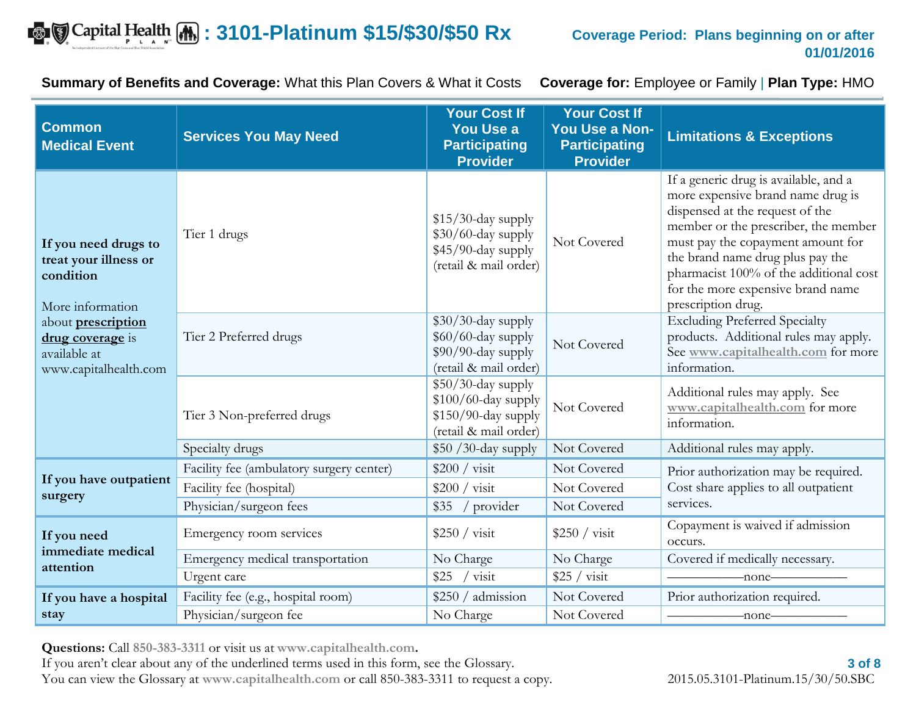# : 3101-Platinum $15/$30/$50 Rx

**Coverage Period: Plans beginning on or after 01/01/2016**

**Summary of Benefits and Coverage:** What this Plan Covers & What it Costs **Coverage for:** Employee or Family | **Plan Type:** HMO

| Common Medical Event | Services You May Need | Your Cost If You Use a Participating Provider | Your Cost If You Use a Non-Participating Provider | Limitations & Exceptions |
|---|---|---|---|---|
| **If you need drugs to treat your illness or condition** More information about **prescription drug coverage** is available at www.capitalhealth.com | Tier 1 drugs | $15/30-day supply $30/60-day supply $45/90-day supply (retail & mail order) | Not Covered | If a generic drug is available, and a more expensive brand name drug is dispensed at the request of the member or the prescriber, the member must pay the copayment amount for the brand name drug plus pay the pharmacist 100% of the additional cost for the more expensive brand name prescription drug. |
| | Tier 2 Preferred drugs | $30/30-day supply $60/60-day supply $90/90-day supply (retail & mail order) | Not Covered | Excluding Preferred Specialty products. Additional rules may apply. See www.capitalhealth.com for more information. |
| | Tier 3 Non-preferred drugs | $50/30-day supply $100/60-day supply $150/90-day supply (retail & mail order) | Not Covered | Additional rules may apply. See www.capitalhealth.com for more information. |
| | Specialty drugs | $50 /30-day supply | Not Covered | Additional rules may apply. |
| **If you have outpatient surgery** | Facility fee (ambulatory surgery center) | $200 / visit | Not Covered | Prior authorization may be required. Cost share applies to all outpatient services. |
| | Facility fee (hospital) | $200 / visit | Not Covered | |
| | Physician/surgeon fees | $35 / provider | Not Covered | |
| **If you need immediate medical attention** | Emergency room services | $250 / visit | $250 / visit | Copayment is waived if admission occurs. |
| | Emergency medical transportation | No Charge | No Charge | Covered if medically necessary. |
| | Urgent care | $25 / visit | $25 / visit | ——————none—————— |
| **If you have a hospital stay** | Facility fee (e.g., hospital room) | $250 / admission | Not Covered | Prior authorization required. |
| | Physician/surgeon fee | No Charge | Not Covered | ——————none—————— |

**Questions:** Call 850-383-3311 or visit us at **www.capitalhealth.com.**
If you aren't clear about any of the underlined terms used in this form, see the Glossary.
You can view the Glossary at www.capitalhealth.com or call 850-383-3311 to request a copy.

2015.05.3101-Platinum.15/30/50.SBC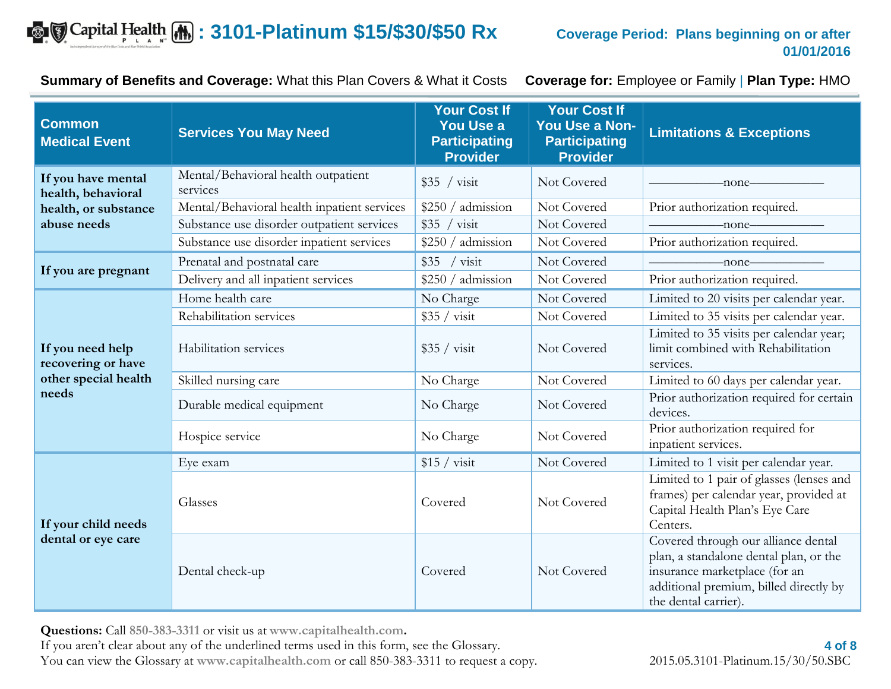# Capital Health Plan : 3101-Platinum $15/$30/$50 Rx

**Coverage Period: Plans beginning on or after 01/01/2016**

**Summary of Benefits and Coverage:** What this Plan Covers & What it Costs **Coverage for:** Employee or Family | **Plan Type:** HMO

| Common Medical Event | Services You May Need | Your Cost If You Use a Participating Provider | Your Cost If You Use a Non-Participating Provider | Limitations & Exceptions |
|---|---|---|---|---|
| **If you have mental health, behavioral health, or substance abuse needs** | Mental/Behavioral health outpatient services | $35 / visit | Not Covered | ——————none—————— |
| | Mental/Behavioral health inpatient services | $250 / admission | Not Covered | Prior authorization required. |
| | Substance use disorder outpatient services | $35 / visit | Not Covered | ——————none—————— |
| | Substance use disorder inpatient services | $250 / admission | Not Covered | Prior authorization required. |
| **If you are pregnant** | Prenatal and postnatal care | $35 / visit | Not Covered | ——————none—————— |
| | Delivery and all inpatient services | $250 / admission | Not Covered | Prior authorization required. |
| **If you need help recovering or have other special health needs** | Home health care | No Charge | Not Covered | Limited to 20 visits per calendar year. |
| | Rehabilitation services | $35 / visit | Not Covered | Limited to 35 visits per calendar year. |
| | Habilitation services | $35 / visit | Not Covered | Limited to 35 visits per calendar year; limit combined with Rehabilitation services. |
| | Skilled nursing care | No Charge | Not Covered | Limited to 60 days per calendar year. |
| | Durable medical equipment | No Charge | Not Covered | Prior authorization required for certain devices. |
| | Hospice service | No Charge | Not Covered | Prior authorization required for inpatient services. |
| **If your child needs dental or eye care** | Eye exam | $15 / visit | Not Covered | Limited to 1 visit per calendar year. |
| | Glasses | Covered | Not Covered | Limited to 1 pair of glasses (lenses and frames) per calendar year, provided at Capital Health Plan's Eye Care Centers. |
| | Dental check-up | Covered | Not Covered | Covered through our alliance dental plan, a standalone dental plan, or the insurance marketplace (for an additional premium, billed directly by the dental carrier). |

**Questions:** Call 850-383-3311 or visit us at www.capitalhealth.com.
If you aren't clear about any of the underlined terms used in this form, see the Glossary.
You can view the Glossary at www.capitalhealth.com or call 850-383-3311 to request a copy.

2015.05.3101-Platinum.15/30/50.SBC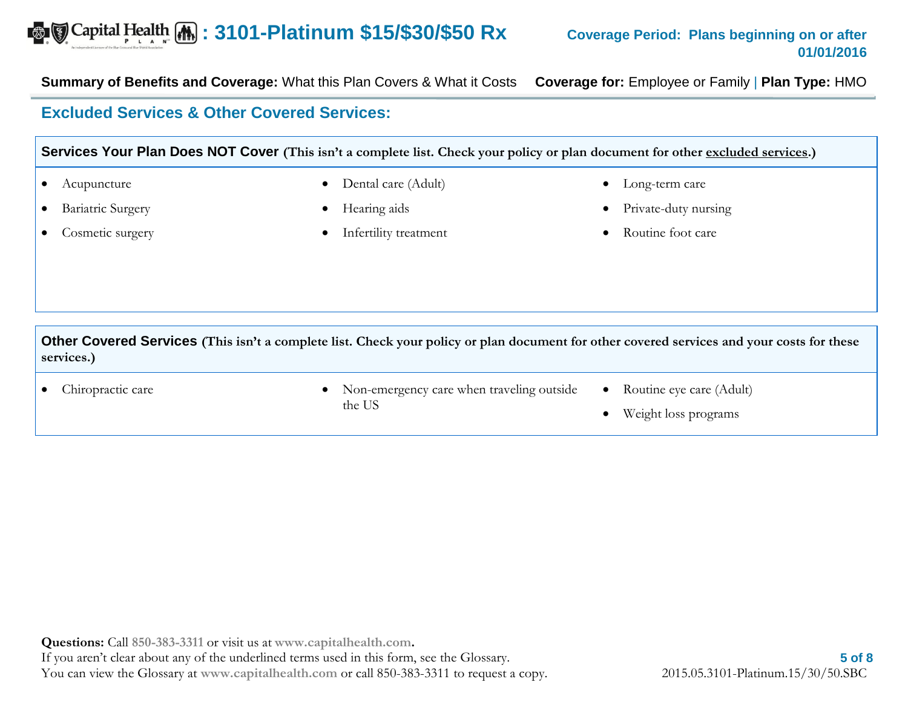## Excluded Services & Other Covered Services:

### Services Your Plan Does NOT Cover (This isn't a complete list. Check your policy or plan document for other excluded services.)

- Acupuncture
- Bariatric Surgery
- Cosmetic surgery
- Dental care (Adult)
- Hearing aids
- Infertility treatment
- Long-term care
- Private-duty nursing
- Routine foot care

### Other Covered Services (This isn't a complete list. Check your policy or plan document for other covered services and your costs for these services.)

- Chiropractic care
- Non-emergency care when traveling outside the US
- Routine eye care (Adult)
- Weight loss programs

**Questions:** Call **850-383-3311** or visit us at **www.capitalhealth.com.**
If you aren't clear about any of the underlined terms used in this form, see the Glossary.
You can view the Glossary at **www.capitalhealth.com** or call 850-383-3311 to request a copy.

2015.05.3101-Platinum.15/30/50.SBC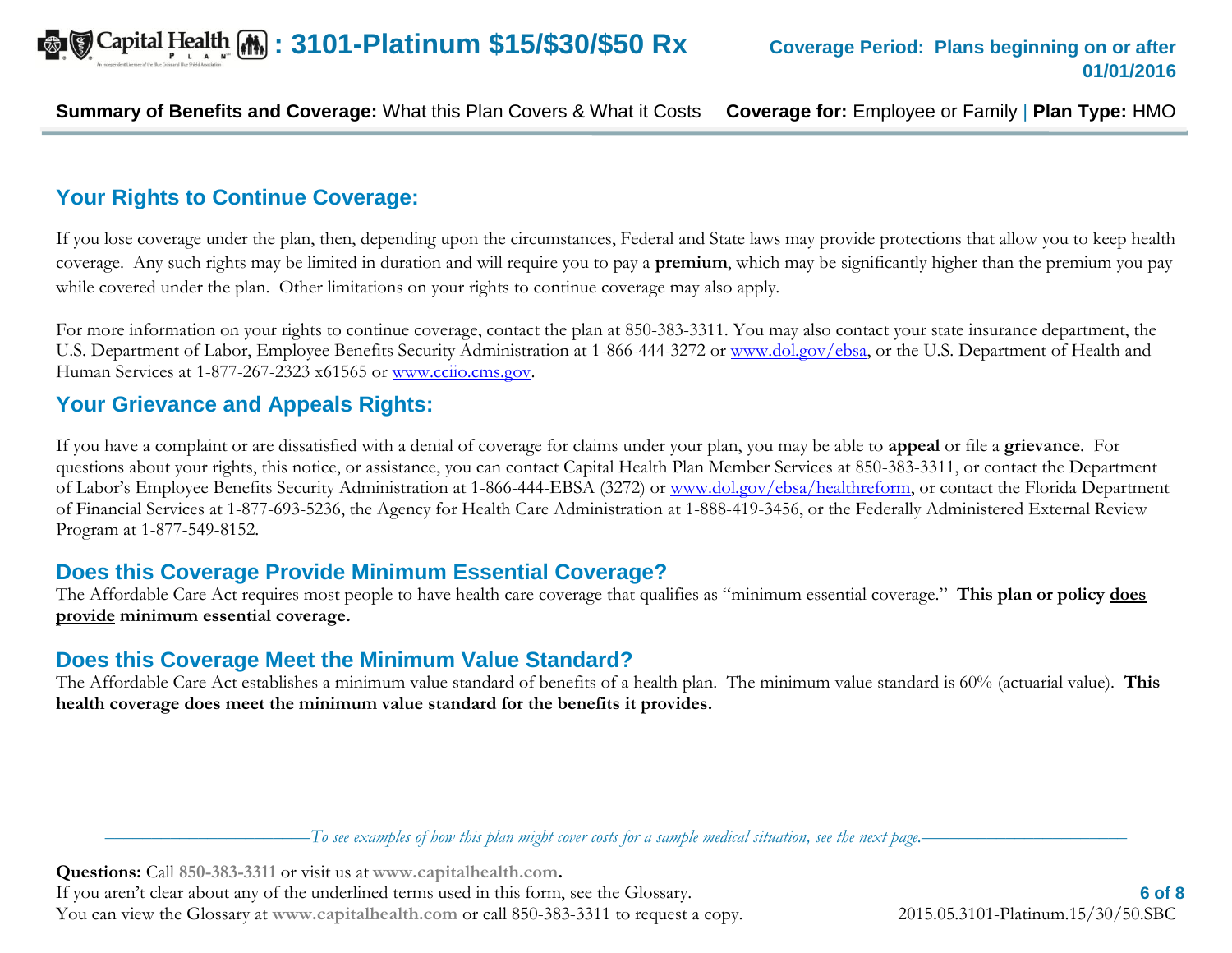## Your Rights to Continue Coverage:

If you lose coverage under the plan, then, depending upon the circumstances, Federal and State laws may provide protections that allow you to keep health coverage. Any such rights may be limited in duration and will require you to pay a **premium**, which may be significantly higher than the premium you pay while covered under the plan. Other limitations on your rights to continue coverage may also apply.

For more information on your rights to continue coverage, contact the plan at 850-383-3311. You may also contact your state insurance department, the U.S. Department of Labor, Employee Benefits Security Administration at 1-866-444-3272 or www.dol.gov/ebsa, or the U.S. Department of Health and Human Services at 1-877-267-2323 x61565 or www.cciio.cms.gov.

## Your Grievance and Appeals Rights:

If you have a complaint or are dissatisfied with a denial of coverage for claims under your plan, you may be able to **appeal** or file a **grievance**. For questions about your rights, this notice, or assistance, you can contact Capital Health Plan Member Services at 850-383-3311, or contact the Department of Labor's Employee Benefits Security Administration at 1-866-444-EBSA (3272) or www.dol.gov/ebsa/healthreform, or contact the Florida Department of Financial Services at 1-877-693-5236, the Agency for Health Care Administration at 1-888-419-3456, or the Federally Administered External Review Program at 1-877-549-8152.

## Does this Coverage Provide Minimum Essential Coverage?

The Affordable Care Act requires most people to have health care coverage that qualifies as "minimum essential coverage." **This plan or policy does provide minimum essential coverage.**

## Does this Coverage Meet the Minimum Value Standard?

The Affordable Care Act establishes a minimum value standard of benefits of a health plan. The minimum value standard is 60% (actuarial value). **This health coverage does meet the minimum value standard for the benefits it provides.**

*To see examples of how this plan might cover costs for a sample medical situation, see the next page.*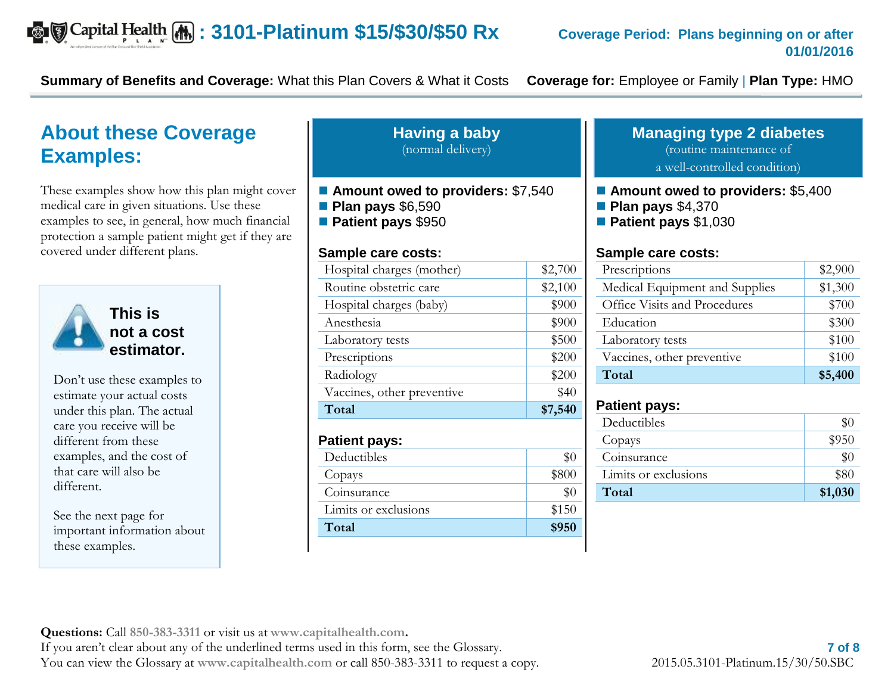# Capital Health Plan: 3101-Platinum $15/$30/$50 Rx

**Coverage Period: Plans beginning on or after 01/01/2016**

**Summary of Benefits and Coverage:** What this Plan Covers & What it Costs **Coverage for:** Employee or Family | **Plan Type:** HMO

## About these Coverage Examples:

These examples show how this plan might cover medical care in given situations. Use these examples to see, in general, how much financial protection a sample patient might get if they are covered under different plans.

**This is not a cost estimator.**

Don't use these examples to estimate your actual costs under this plan. The actual care you receive will be different from these examples, and the cost of that care will also be different.

See the next page for important information about these examples.

## Having a baby

(normal delivery)

- **Amount owed to providers:** $7,540
- **Plan pays** $6,590
- **Patient pays** $950

**Sample care costs:**

| Service | Cost |
|---|---|
| Hospital charges (mother) | $2,700 |
| Routine obstetric care | $2,100 |
| Hospital charges (baby) | $900 |
| Anesthesia | $900 |
| Laboratory tests | $500 |
| Prescriptions | $200 |
| Radiology | $200 |
| Vaccines, other preventive | $40 |
| **Total** | **$7,540** |

**Patient pays:**

| Cost type | Amount |
|---|---|
| Deductibles | $0 |
| Copays | $800 |
| Coinsurance | $0 |
| Limits or exclusions | $150 |
| **Total** | **$950** |

## Managing type 2 diabetes

(routine maintenance of a well-controlled condition)

- **Amount owed to providers:** $5,400
- **Plan pays** $4,370
- **Patient pays** $1,030

**Sample care costs:**

| Service | Cost |
|---|---|
| Prescriptions | $2,900 |
| Medical Equipment and Supplies | $1,300 |
| Office Visits and Procedures | $700 |
| Education | $300 |
| Laboratory tests | $100 |
| Vaccines, other preventive | $100 |
| **Total** | **$5,400** |

**Patient pays:**

| Cost type | Amount |
|---|---|
| Deductibles | $0 |
| Copays | $950 |
| Coinsurance | $0 |
| Limits or exclusions | $80 |
| **Total** | **$1,030** |

**Questions:** Call 850-383-3311 or visit us at www.capitalhealth.com.
If you aren't clear about any of the underlined terms used in this form, see the Glossary.
You can view the Glossary at www.capitalhealth.com or call 850-383-3311 to request a copy.

2015.05.3101-Platinum.15/30/50.SBC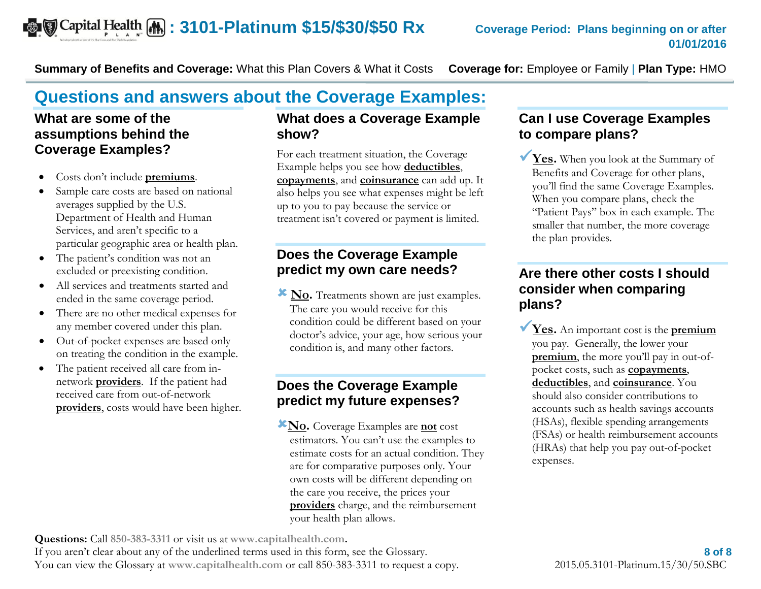# Questions and answers about the Coverage Examples:

## What are some of the assumptions behind the Coverage Examples?

- Costs don't include **premiums**.
- Sample care costs are based on national averages supplied by the U.S. Department of Health and Human Services, and aren't specific to a particular geographic area or health plan.
- The patient's condition was not an excluded or preexisting condition.
- All services and treatments started and ended in the same coverage period.
- There are no other medical expenses for any member covered under this plan.
- Out-of-pocket expenses are based only on treating the condition in the example.
- The patient received all care from in-network **providers**. If the patient had received care from out-of-network **providers**, costs would have been higher.

## What does a Coverage Example show?

For each treatment situation, the Coverage Example helps you see how **deductibles**, **copayments**, and **coinsurance** can add up. It also helps you see what expenses might be left up to you to pay because the service or treatment isn't covered or payment is limited.

## Does the Coverage Example predict my own care needs?

✘ **No.** Treatments shown are just examples. The care you would receive for this condition could be different based on your doctor's advice, your age, how serious your condition is, and many other factors.

## Does the Coverage Example predict my future expenses?

✘ **No.** Coverage Examples are **not** cost estimators. You can't use the examples to estimate costs for an actual condition. They are for comparative purposes only. Your own costs will be different depending on the care you receive, the prices your **providers** charge, and the reimbursement your health plan allows.

## Can I use Coverage Examples to compare plans?

✓ **Yes.** When you look at the Summary of Benefits and Coverage for other plans, you'll find the same Coverage Examples. When you compare plans, check the "Patient Pays" box in each example. The smaller that number, the more coverage the plan provides.

## Are there other costs I should consider when comparing plans?

✓ **Yes.** An important cost is the **premium** you pay. Generally, the lower your **premium**, the more you'll pay in out-of-pocket costs, such as **copayments**, **deductibles**, and **coinsurance**. You should also consider contributions to accounts such as health savings accounts (HSAs), flexible spending arrangements (FSAs) or health reimbursement accounts (HRAs) that help you pay out-of-pocket expenses.